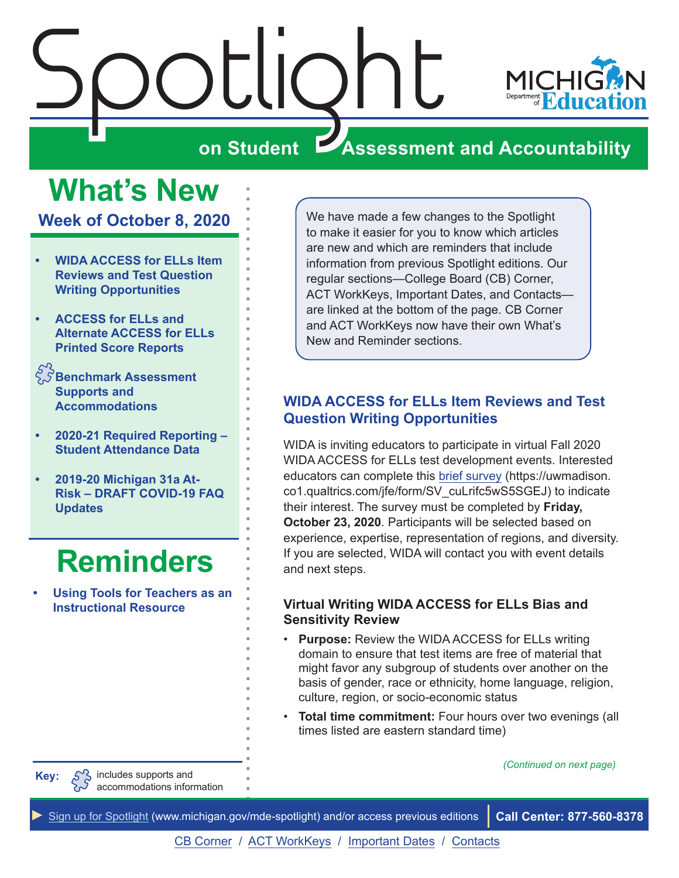# Spotlight on Student Assessment and Accountability

## What's New

### Week of October 8, 2020

- WIDA ACCESS for ELLs Item Reviews and Test Question Writing Opportunities
- ACCESS for ELLs and Alternate ACCESS for ELLs Printed Score Reports
- Benchmark Assessment Supports and Accommodations
- 2020-21 Required Reporting – Student Attendance Data
- 2019-20 Michigan 31a At-Risk – DRAFT COVID-19 FAQ Updates

## Reminders

- Using Tools for Teachers as an Instructional Resource

**Key:** includes supports and accommodations information

We have made a few changes to the Spotlight to make it easier for you to know which articles are new and which are reminders that include information from previous Spotlight editions. Our regular sections—College Board (CB) Corner, ACT WorkKeys, Important Dates, and Contacts—are linked at the bottom of the page. CB Corner and ACT WorkKeys now have their own What's New and Reminder sections.

## WIDA ACCESS for ELLs Item Reviews and Test Question Writing Opportunities

WIDA is inviting educators to participate in virtual Fall 2020 WIDA ACCESS for ELLs test development events. Interested educators can complete this brief survey (https://uwmadison.co1.qualtrics.com/jfe/form/SV_cuLrifc5wS5SGEJ) to indicate their interest. The survey must be completed by **Friday, October 23, 2020**. Participants will be selected based on experience, expertise, representation of regions, and diversity. If you are selected, WIDA will contact you with event details and next steps.

### Virtual Writing WIDA ACCESS for ELLs Bias and Sensitivity Review

- **Purpose:** Review the WIDA ACCESS for ELLs writing domain to ensure that test items are free of material that might favor any subgroup of students over another on the basis of gender, race or ethnicity, home language, religion, culture, region, or socio-economic status
- **Total time commitment:** Four hours over two evenings (all times listed are eastern standard time)

*(Continued on next page)*

Sign up for Spotlight (www.michigan.gov/mde-spotlight) and/or access previous editions | **Call Center: 877-560-8378**

CB Corner / ACT WorkKeys / Important Dates / Contacts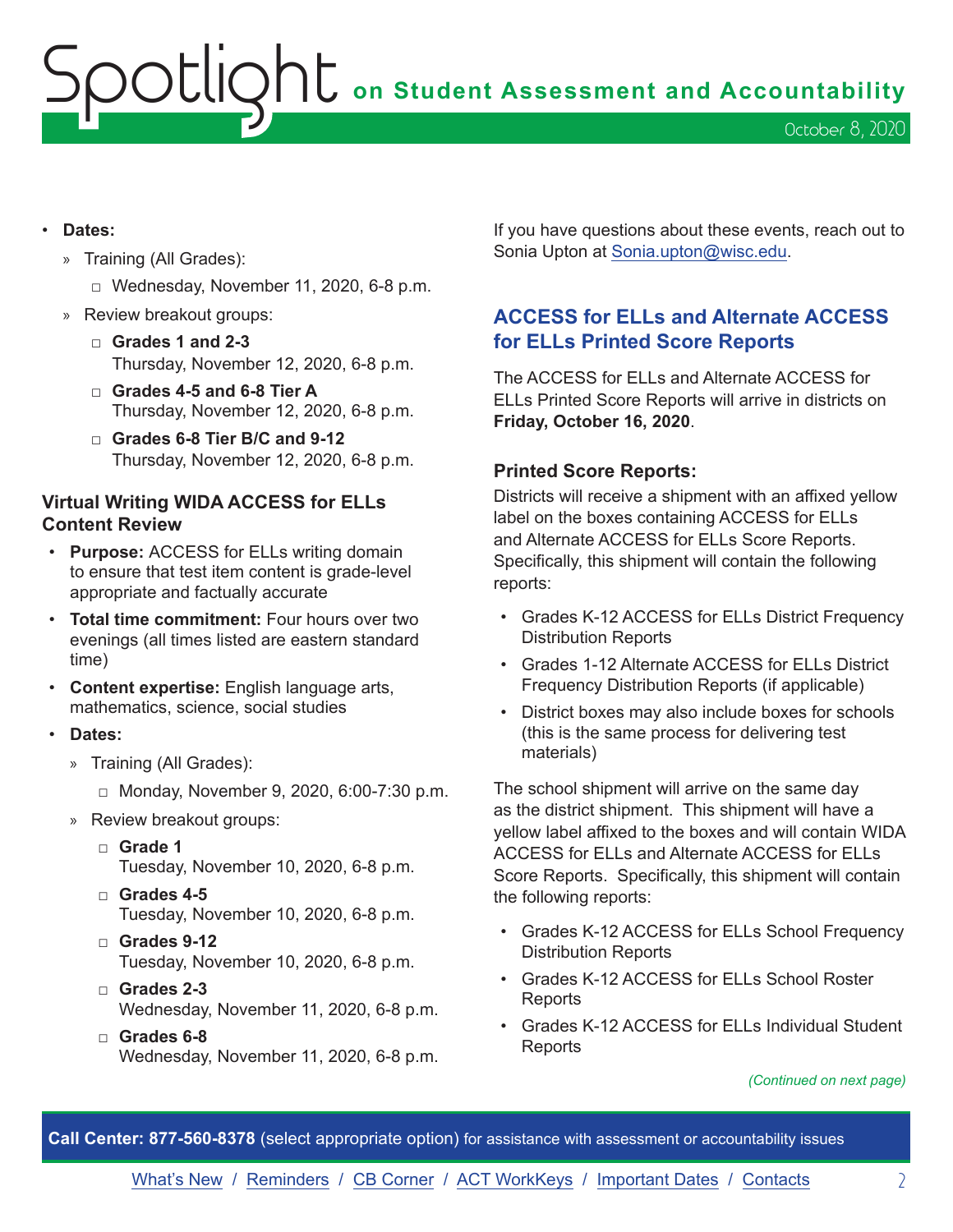- **Dates:**
  - Training (All Grades):
    - Wednesday, November 11, 2020, 6-8 p.m.
  - Review breakout groups:
    - **Grades 1 and 2-3**
      Thursday, November 12, 2020, 6-8 p.m.
    - **Grades 4-5 and 6-8 Tier A**
      Thursday, November 12, 2020, 6-8 p.m.
    - **Grades 6-8 Tier B/C and 9-12**
      Thursday, November 12, 2020, 6-8 p.m.

### Virtual Writing WIDA ACCESS for ELLs Content Review

- **Purpose:** ACCESS for ELLs writing domain to ensure that test item content is grade-level appropriate and factually accurate
- **Total time commitment:** Four hours over two evenings (all times listed are eastern standard time)
- **Content expertise:** English language arts, mathematics, science, social studies
- **Dates:**
  - Training (All Grades):
    - Monday, November 9, 2020, 6:00-7:30 p.m.
  - Review breakout groups:
    - **Grade 1**
      Tuesday, November 10, 2020, 6-8 p.m.
    - **Grades 4-5**
      Tuesday, November 10, 2020, 6-8 p.m.
    - **Grades 9-12**
      Tuesday, November 10, 2020, 6-8 p.m.
    - **Grades 2-3**
      Wednesday, November 11, 2020, 6-8 p.m.
    - **Grades 6-8**
      Wednesday, November 11, 2020, 6-8 p.m.

If you have questions about these events, reach out to Sonia Upton at Sonia.upton@wisc.edu.

## ACCESS for ELLs and Alternate ACCESS for ELLs Printed Score Reports

The ACCESS for ELLs and Alternate ACCESS for ELLs Printed Score Reports will arrive in districts on **Friday, October 16, 2020**.

### Printed Score Reports:

Districts will receive a shipment with an affixed yellow label on the boxes containing ACCESS for ELLs and Alternate ACCESS for ELLs Score Reports. Specifically, this shipment will contain the following reports:

- Grades K-12 ACCESS for ELLs District Frequency Distribution Reports
- Grades 1-12 Alternate ACCESS for ELLs District Frequency Distribution Reports (if applicable)
- District boxes may also include boxes for schools (this is the same process for delivering test materials)

The school shipment will arrive on the same day as the district shipment. This shipment will have a yellow label affixed to the boxes and will contain WIDA ACCESS for ELLs and Alternate ACCESS for ELLs Score Reports. Specifically, this shipment will contain the following reports:

- Grades K-12 ACCESS for ELLs School Frequency Distribution Reports
- Grades K-12 ACCESS for ELLs School Roster Reports
- Grades K-12 ACCESS for ELLs Individual Student Reports

*(Continued on next page)*

**Call Center: 877-560-8378** (select appropriate option) for assistance with assessment or accountability issues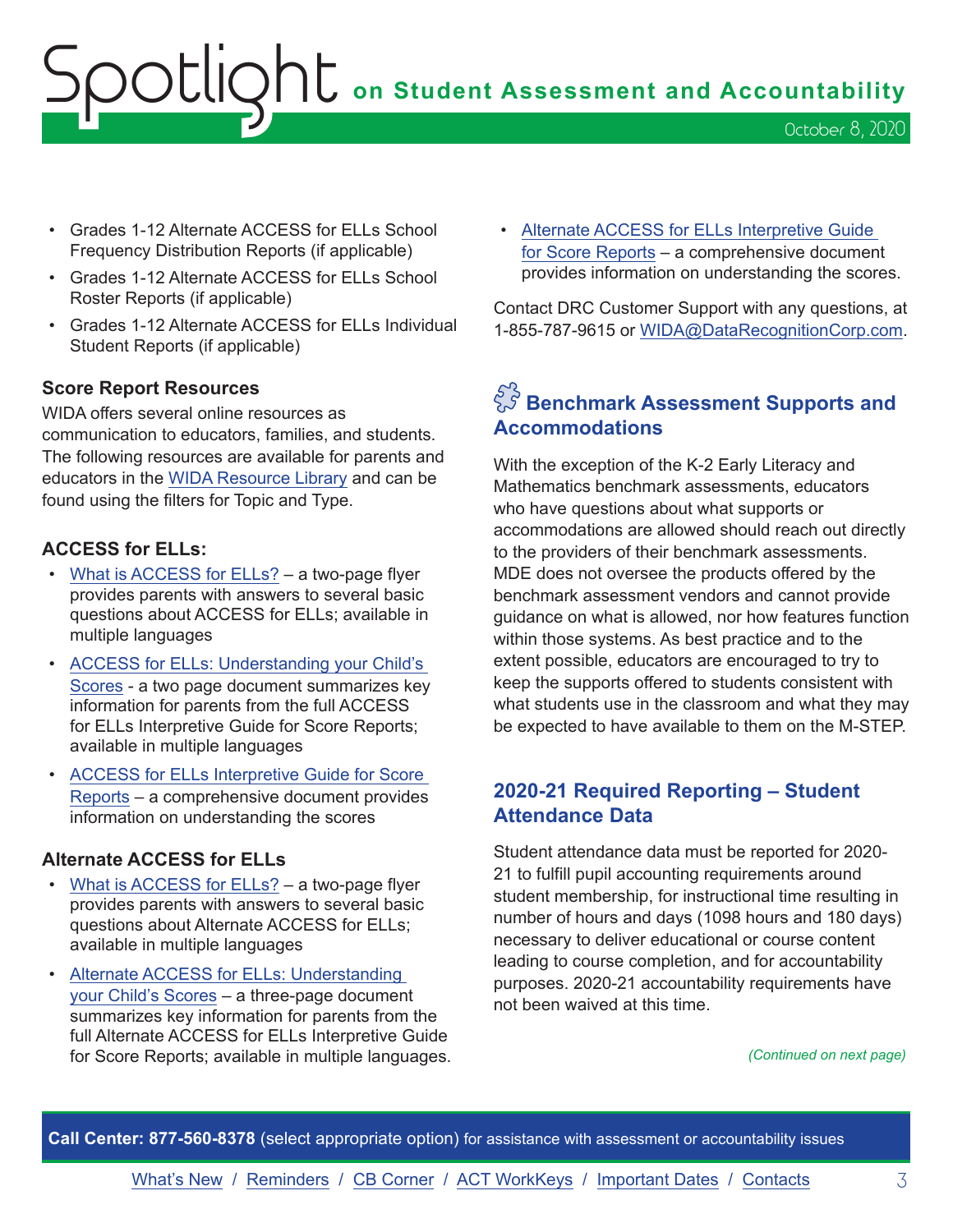- Grades 1-12 Alternate ACCESS for ELLs School Frequency Distribution Reports (if applicable)
- Grades 1-12 Alternate ACCESS for ELLs School Roster Reports (if applicable)
- Grades 1-12 Alternate ACCESS for ELLs Individual Student Reports (if applicable)

### Score Report Resources

WIDA offers several online resources as communication to educators, families, and students. The following resources are available for parents and educators in the WIDA Resource Library and can be found using the filters for Topic and Type.

### ACCESS for ELLs:

- What is ACCESS for ELLs? – a two-page flyer provides parents with answers to several basic questions about ACCESS for ELLs; available in multiple languages
- ACCESS for ELLs: Understanding your Child's Scores - a two page document summarizes key information for parents from the full ACCESS for ELLs Interpretive Guide for Score Reports; available in multiple languages
- ACCESS for ELLs Interpretive Guide for Score Reports – a comprehensive document provides information on understanding the scores

### Alternate ACCESS for ELLs

- What is ACCESS for ELLs? – a two-page flyer provides parents with answers to several basic questions about Alternate ACCESS for ELLs; available in multiple languages
- Alternate ACCESS for ELLs: Understanding your Child's Scores – a three-page document summarizes key information for parents from the full Alternate ACCESS for ELLs Interpretive Guide for Score Reports; available in multiple languages.
- Alternate ACCESS for ELLs Interpretive Guide for Score Reports – a comprehensive document provides information on understanding the scores.

Contact DRC Customer Support with any questions, at 1-855-787-9615 or WIDA@DataRecognitionCorp.com.

## Benchmark Assessment Supports and Accommodations

With the exception of the K-2 Early Literacy and Mathematics benchmark assessments, educators who have questions about what supports or accommodations are allowed should reach out directly to the providers of their benchmark assessments. MDE does not oversee the products offered by the benchmark assessment vendors and cannot provide guidance on what is allowed, nor how features function within those systems. As best practice and to the extent possible, educators are encouraged to try to keep the supports offered to students consistent with what students use in the classroom and what they may be expected to have available to them on the M-STEP.

## 2020-21 Required Reporting – Student Attendance Data

Student attendance data must be reported for 2020-21 to fulfill pupil accounting requirements around student membership, for instructional time resulting in number of hours and days (1098 hours and 180 days) necessary to deliver educational or course content leading to course completion, and for accountability purposes. 2020-21 accountability requirements have not been waived at this time.

*(Continued on next page)*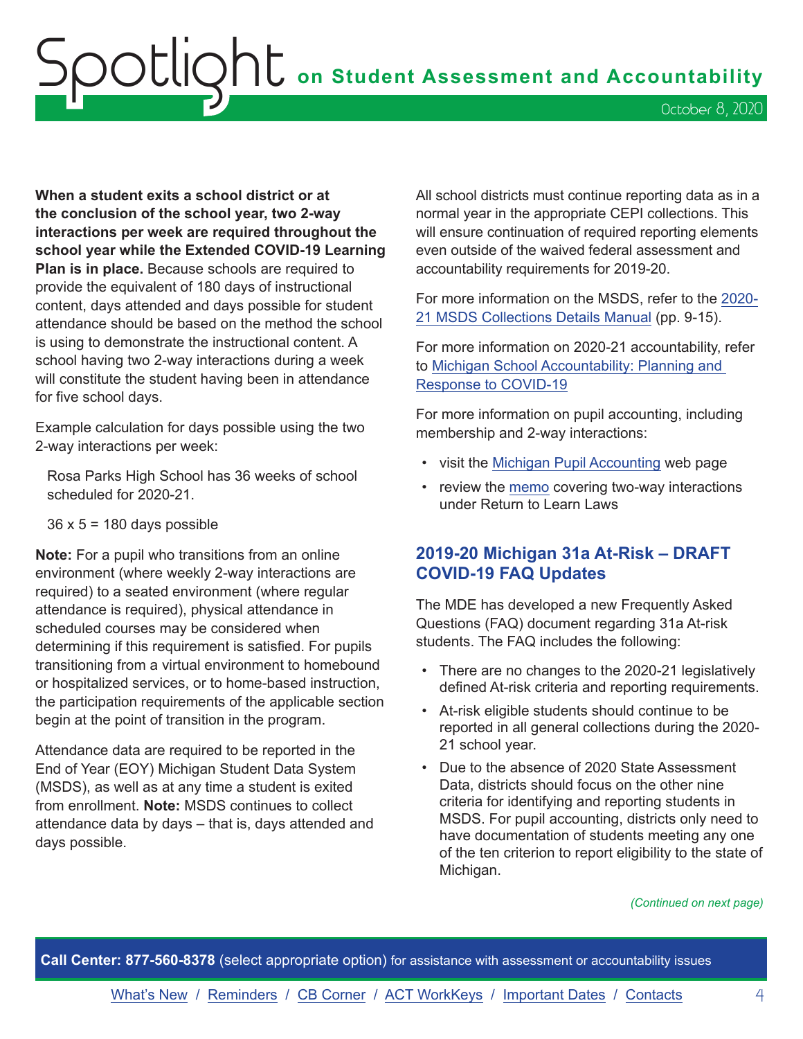**When a student exits a school district or at the conclusion of the school year, two 2-way interactions per week are required throughout the school year while the Extended COVID-19 Learning Plan is in place.** Because schools are required to provide the equivalent of 180 days of instructional content, days attended and days possible for student attendance should be based on the method the school is using to demonstrate the instructional content. A school having two 2-way interactions during a week will constitute the student having been in attendance for five school days.

Example calculation for days possible using the two 2-way interactions per week:

Rosa Parks High School has 36 weeks of school scheduled for 2020-21.

36 x 5 = 180 days possible

**Note:** For a pupil who transitions from an online environment (where weekly 2-way interactions are required) to a seated environment (where regular attendance is required), physical attendance in scheduled courses may be considered when determining if this requirement is satisfied. For pupils transitioning from a virtual environment to homebound or hospitalized services, or to home-based instruction, the participation requirements of the applicable section begin at the point of transition in the program.

Attendance data are required to be reported in the End of Year (EOY) Michigan Student Data System (MSDS), as well as at any time a student is exited from enrollment. **Note:** MSDS continues to collect attendance data by days – that is, days attended and days possible.

All school districts must continue reporting data as in a normal year in the appropriate CEPI collections. This will ensure continuation of required reporting elements even outside of the waived federal assessment and accountability requirements for 2019-20.

For more information on the MSDS, refer to the [2020-21 MSDS Collections Details Manual](#) (pp. 9-15).

For more information on 2020-21 accountability, refer to [Michigan School Accountability: Planning and Response to COVID-19](#)

For more information on pupil accounting, including membership and 2-way interactions:

- visit the [Michigan Pupil Accounting](#) web page
- review the [memo](#) covering two-way interactions under Return to Learn Laws

## 2019-20 Michigan 31a At-Risk – DRAFT COVID-19 FAQ Updates

The MDE has developed a new Frequently Asked Questions (FAQ) document regarding 31a At-risk students. The FAQ includes the following:

- There are no changes to the 2020-21 legislatively defined At-risk criteria and reporting requirements.
- At-risk eligible students should continue to be reported in all general collections during the 2020-21 school year.
- Due to the absence of 2020 State Assessment Data, districts should focus on the other nine criteria for identifying and reporting students in MSDS. For pupil accounting, districts only need to have documentation of students meeting any one of the ten criterion to report eligibility to the state of Michigan.

*(Continued on next page)*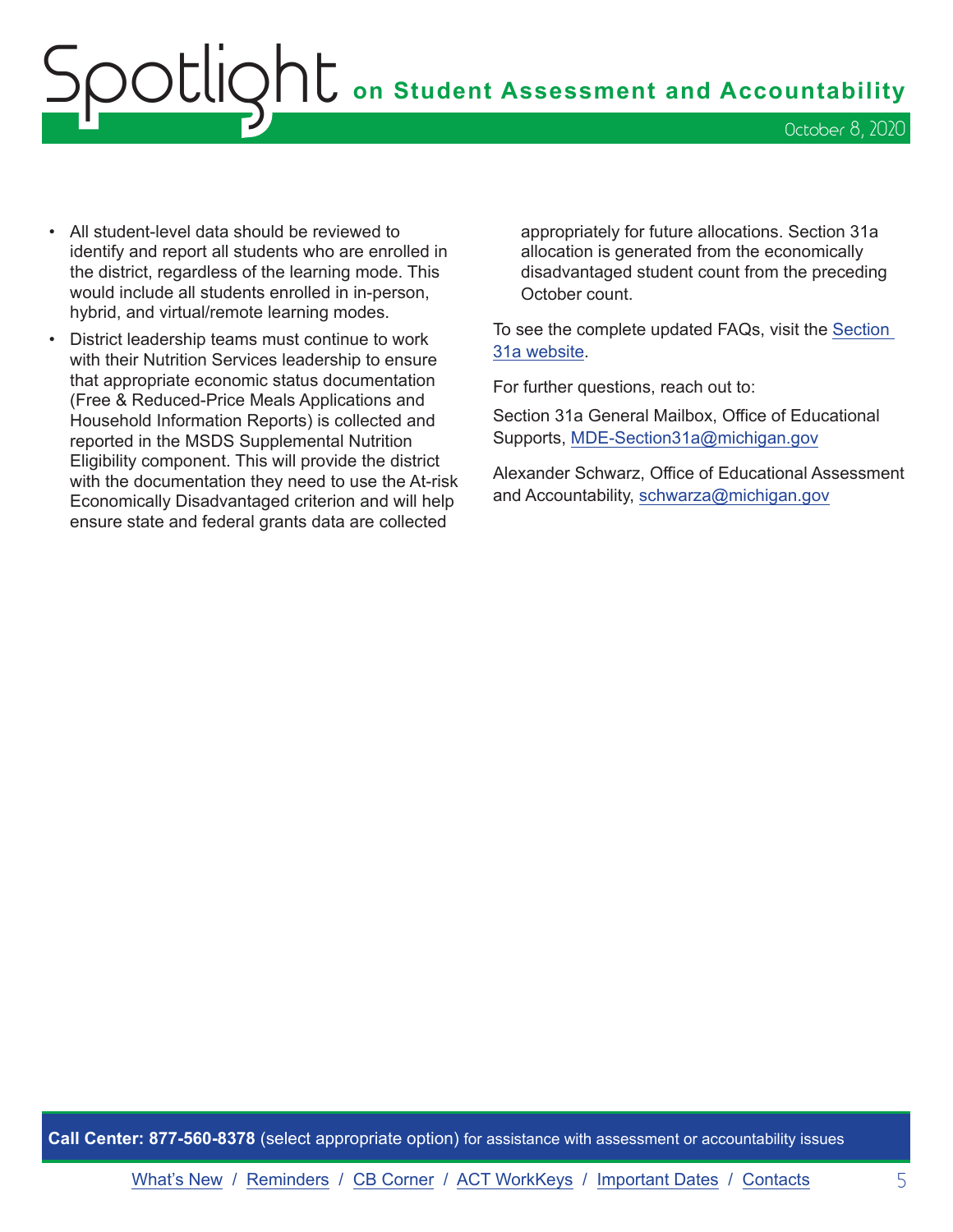- All student-level data should be reviewed to identify and report all students who are enrolled in the district, regardless of the learning mode. This would include all students enrolled in in-person, hybrid, and virtual/remote learning modes.
- District leadership teams must continue to work with their Nutrition Services leadership to ensure that appropriate economic status documentation (Free & Reduced-Price Meals Applications and Household Information Reports) is collected and reported in the MSDS Supplemental Nutrition Eligibility component. This will provide the district with the documentation they need to use the At-risk Economically Disadvantaged criterion and will help ensure state and federal grants data are collected appropriately for future allocations. Section 31a allocation is generated from the economically disadvantaged student count from the preceding October count.

To see the complete updated FAQs, visit the [Section 31a website](#).

For further questions, reach out to:

Section 31a General Mailbox, Office of Educational Supports, [MDE-Section31a@michigan.gov](mailto:MDE-Section31a@michigan.gov)

Alexander Schwarz, Office of Educational Assessment and Accountability, [schwarza@michigan.gov](mailto:schwarza@michigan.gov)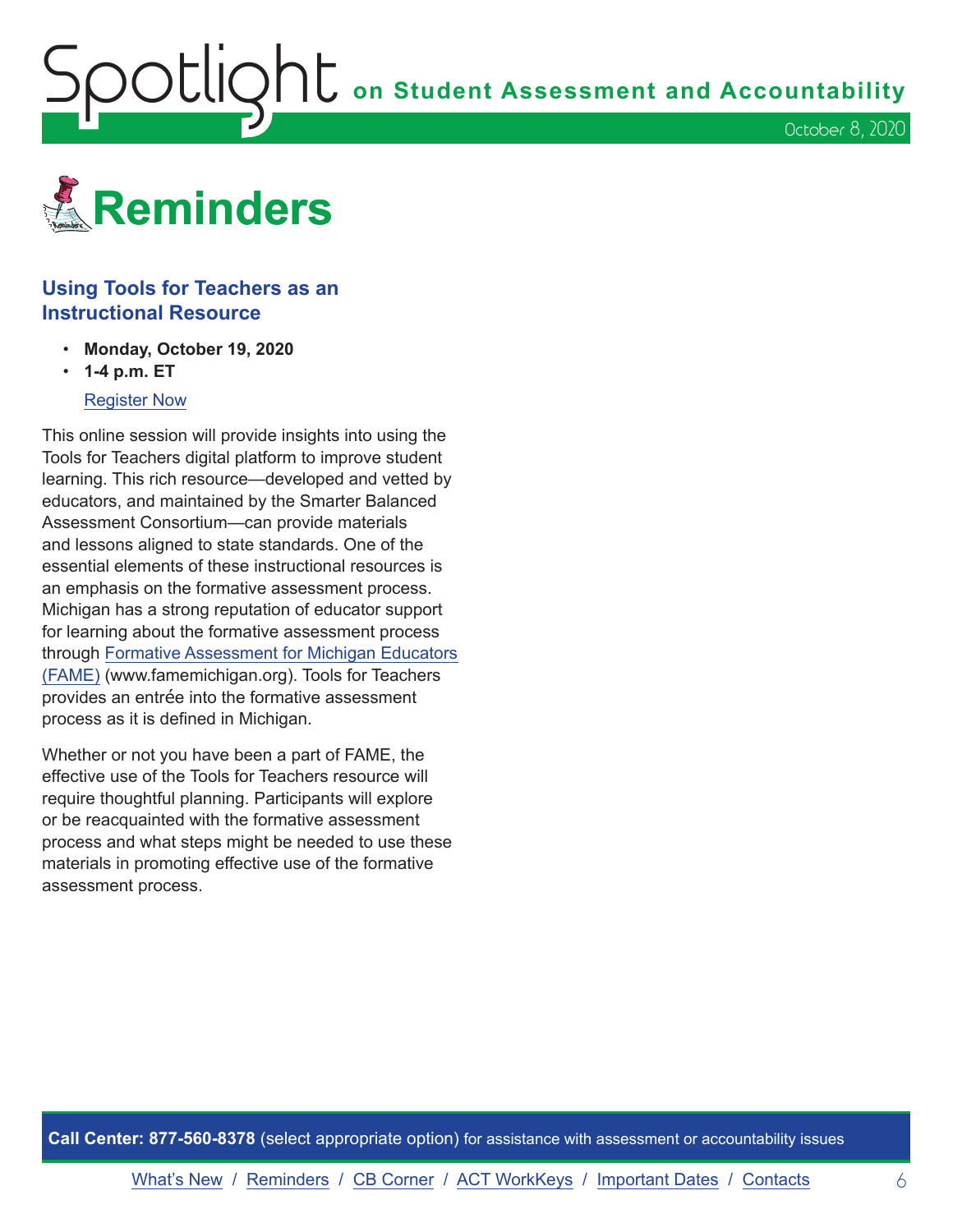# Reminders

### Using Tools for Teachers as an Instructional Resource

- **Monday, October 19, 2020**
- **1-4 p.m. ET**

Register Now

This online session will provide insights into using the Tools for Teachers digital platform to improve student learning. This rich resource—developed and vetted by educators, and maintained by the Smarter Balanced Assessment Consortium—can provide materials and lessons aligned to state standards. One of the essential elements of these instructional resources is an emphasis on the formative assessment process. Michigan has a strong reputation of educator support for learning about the formative assessment process through Formative Assessment for Michigan Educators (FAME) (www.famemichigan.org). Tools for Teachers provides an entrée into the formative assessment process as it is defined in Michigan.

Whether or not you have been a part of FAME, the effective use of the Tools for Teachers resource will require thoughtful planning. Participants will explore or be reacquainted with the formative assessment process and what steps might be needed to use these materials in promoting effective use of the formative assessment process.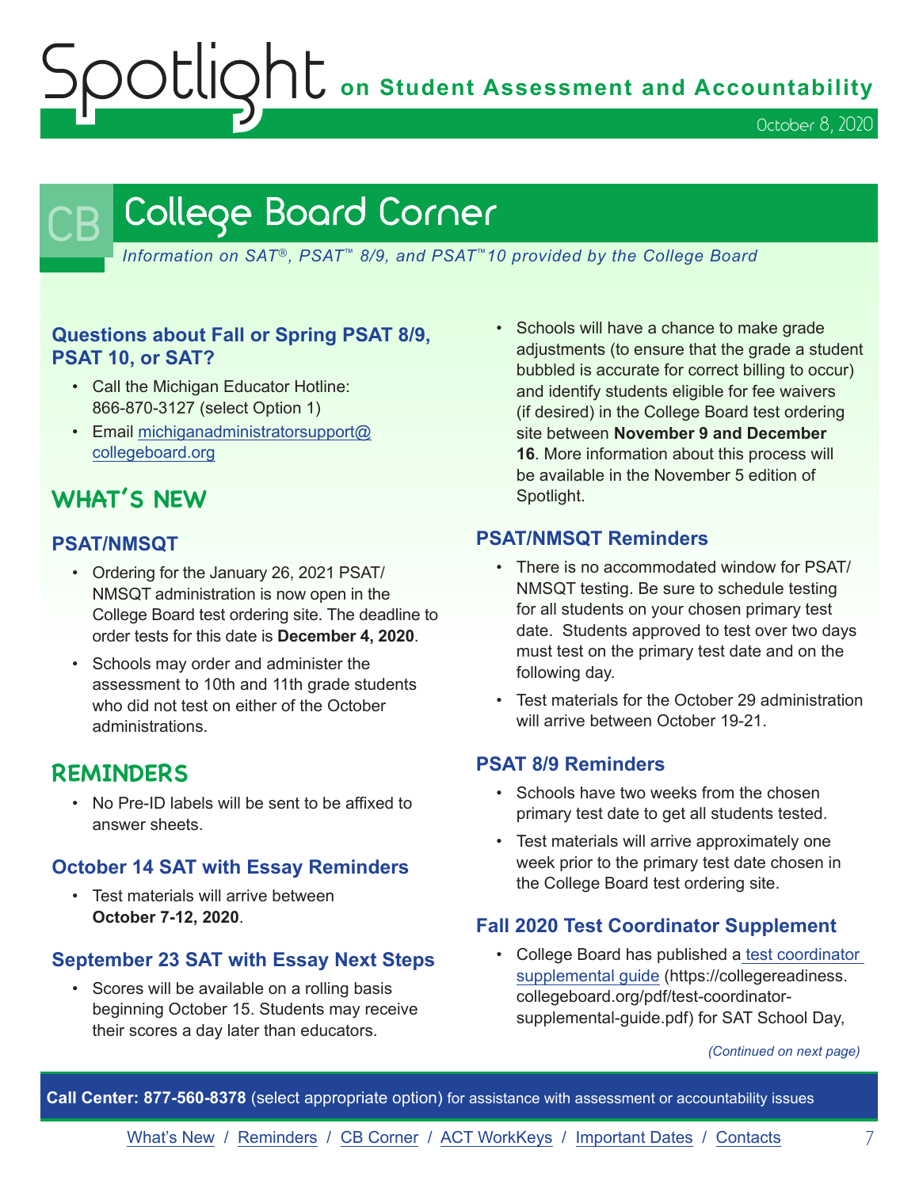# College Board Corner

*Information on SAT®, PSAT™ 8/9, and PSAT™10 provided by the College Board*

### Questions about Fall or Spring PSAT 8/9, PSAT 10, or SAT?

- Call the Michigan Educator Hotline: 866-870-3127 (select Option 1)
- Email michiganadministratorsupport@collegeboard.org

## WHAT'S NEW

### PSAT/NMSQT

- Ordering for the January 26, 2021 PSAT/NMSQT administration is now open in the College Board test ordering site. The deadline to order tests for this date is **December 4, 2020**.
- Schools may order and administer the assessment to 10th and 11th grade students who did not test on either of the October administrations.

## REMINDERS

- No Pre-ID labels will be sent to be affixed to answer sheets.

### October 14 SAT with Essay Reminders

- Test materials will arrive between **October 7-12, 2020**.

### September 23 SAT with Essay Next Steps

- Scores will be available on a rolling basis beginning October 15. Students may receive their scores a day later than educators.
- Schools will have a chance to make grade adjustments (to ensure that the grade a student bubbled is accurate for correct billing to occur) and identify students eligible for fee waivers (if desired) in the College Board test ordering site between **November 9 and December 16**. More information about this process will be available in the November 5 edition of Spotlight.

### PSAT/NMSQT Reminders

- There is no accommodated window for PSAT/NMSQT testing. Be sure to schedule testing for all students on your chosen primary test date. Students approved to test over two days must test on the primary test date and on the following day.
- Test materials for the October 29 administration will arrive between October 19-21.

### PSAT 8/9 Reminders

- Schools have two weeks from the chosen primary test date to get all students tested.
- Test materials will arrive approximately one week prior to the primary test date chosen in the College Board test ordering site.

### Fall 2020 Test Coordinator Supplement

- College Board has published a test coordinator supplemental guide (https://collegereadiness.collegeboard.org/pdf/test-coordinator-supplemental-guide.pdf) for SAT School Day,

*(Continued on next page)*

**Call Center: 877-560-8378** (select appropriate option) for assistance with assessment or accountability issues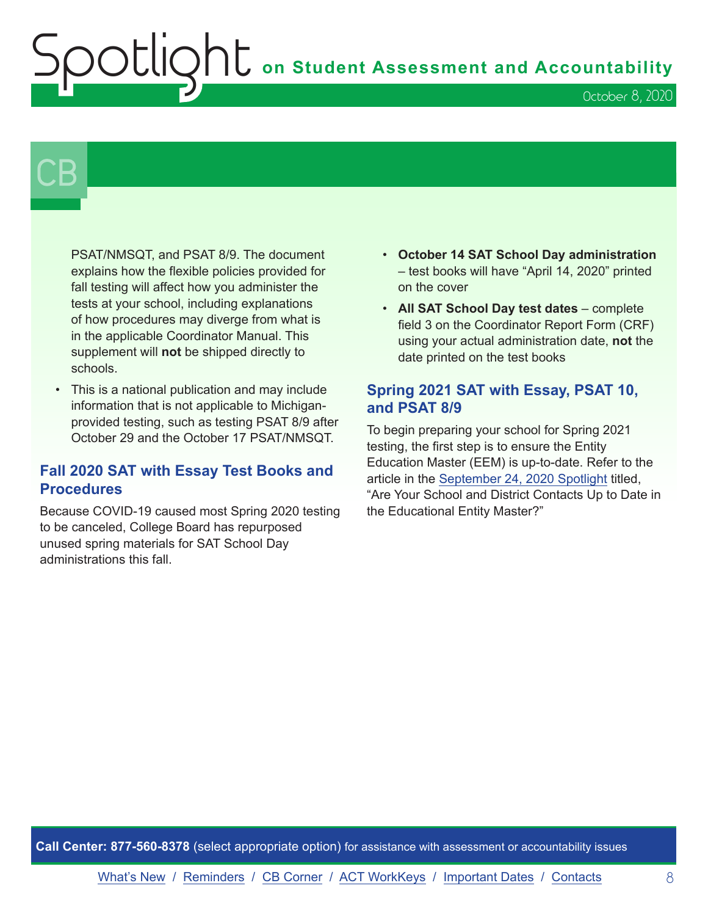PSAT/NMSQT, and PSAT 8/9. The document explains how the flexible policies provided for fall testing will affect how you administer the tests at your school, including explanations of how procedures may diverge from what is in the applicable Coordinator Manual. This supplement will **not** be shipped directly to schools.

- This is a national publication and may include information that is not applicable to Michigan-provided testing, such as testing PSAT 8/9 after October 29 and the October 17 PSAT/NMSQT.

## Fall 2020 SAT with Essay Test Books and Procedures

Because COVID-19 caused most Spring 2020 testing to be canceled, College Board has repurposed unused spring materials for SAT School Day administrations this fall.

- **October 14 SAT School Day administration** – test books will have "April 14, 2020" printed on the cover
- **All SAT School Day test dates** – complete field 3 on the Coordinator Report Form (CRF) using your actual administration date, **not** the date printed on the test books

## Spring 2021 SAT with Essay, PSAT 10, and PSAT 8/9

To begin preparing your school for Spring 2021 testing, the first step is to ensure the Entity Education Master (EEM) is up-to-date. Refer to the article in the September 24, 2020 Spotlight titled, "Are Your School and District Contacts Up to Date in the Educational Entity Master?"

**Call Center: 877-560-8378** (select appropriate option) for assistance with assessment or accountability issues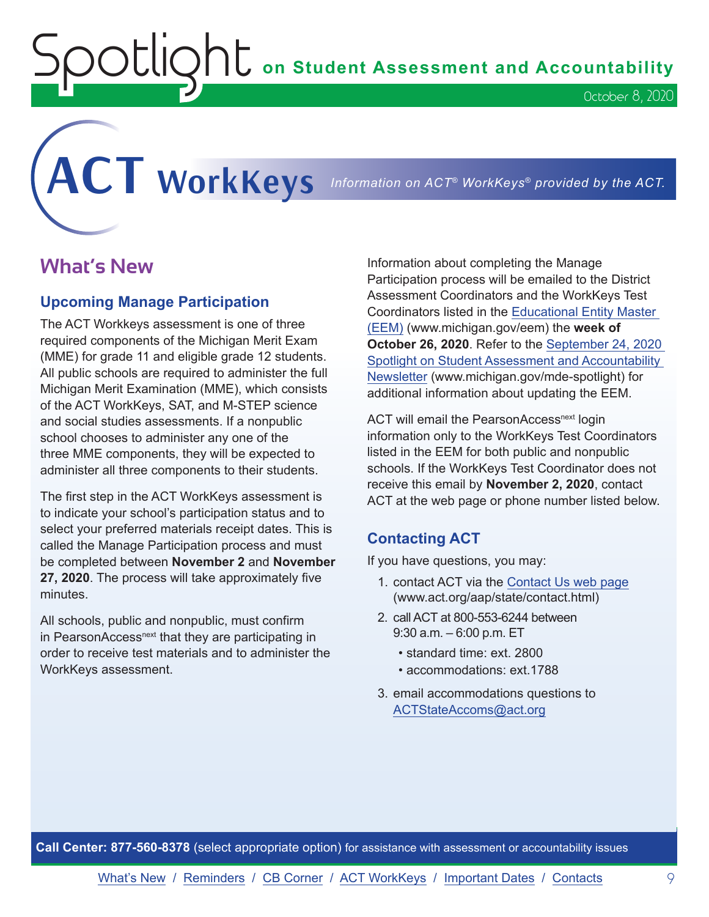# ACT WorkKeys

*Information on ACT® WorkKeys® provided by the ACT.*

## What's New

### Upcoming Manage Participation

The ACT Workkeys assessment is one of three required components of the Michigan Merit Exam (MME) for grade 11 and eligible grade 12 students. All public schools are required to administer the full Michigan Merit Examination (MME), which consists of the ACT WorkKeys, SAT, and M-STEP science and social studies assessments. If a nonpublic school chooses to administer any one of the three MME components, they will be expected to administer all three components to their students.

The first step in the ACT WorkKeys assessment is to indicate your school's participation status and to select your preferred materials receipt dates. This is called the Manage Participation process and must be completed between **November 2** and **November 27, 2020**. The process will take approximately five minutes.

All schools, public and nonpublic, must confirm in PearsonAccess[next] that they are participating in order to receive test materials and to administer the WorkKeys assessment.

Information about completing the Manage Participation process will be emailed to the District Assessment Coordinators and the WorkKeys Test Coordinators listed in the Educational Entity Master (EEM) (www.michigan.gov/eem) the **week of October 26, 2020**. Refer to the September 24, 2020 Spotlight on Student Assessment and Accountability Newsletter (www.michigan.gov/mde-spotlight) for additional information about updating the EEM.

ACT will email the PearsonAccess[next] login information only to the WorkKeys Test Coordinators listed in the EEM for both public and nonpublic schools. If the WorkKeys Test Coordinator does not receive this email by **November 2, 2020**, contact ACT at the web page or phone number listed below.

### Contacting ACT

If you have questions, you may:

1. contact ACT via the Contact Us web page (www.act.org/aap/state/contact.html)
2. call ACT at 800-553-6244 between 9:30 a.m. – 6:00 p.m. ET
   - standard time: ext. 2800
   - accommodations: ext.1788
3. email accommodations questions to ACTStateAccoms@act.org

**Call Center: 877-560-8378** (select appropriate option) for assistance with assessment or accountability issues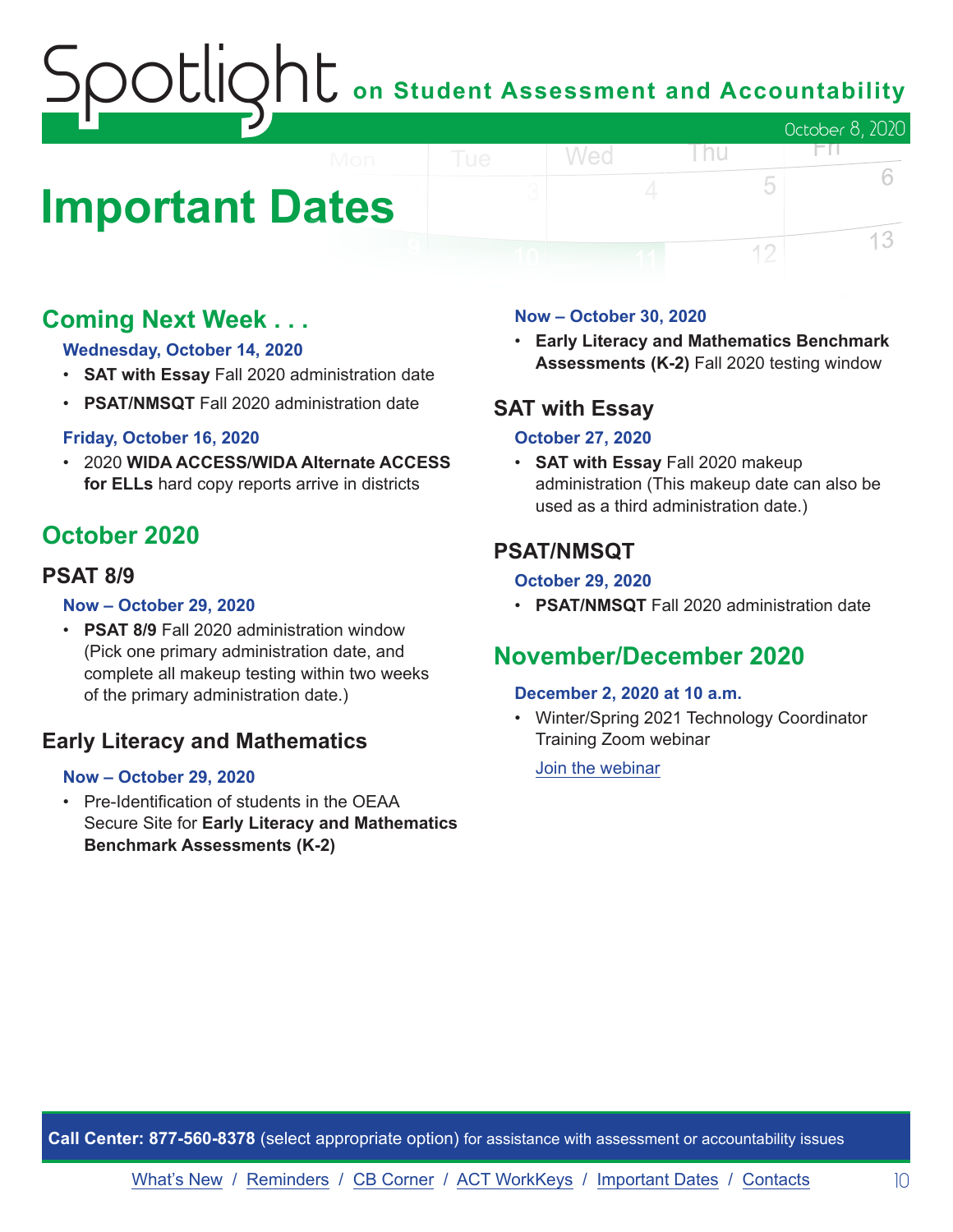# Important Dates

## Coming Next Week . . .

**Wednesday, October 14, 2020**

- **SAT with Essay** Fall 2020 administration date
- **PSAT/NMSQT** Fall 2020 administration date

**Friday, October 16, 2020**

- 2020 **WIDA ACCESS/WIDA Alternate ACCESS for ELLs** hard copy reports arrive in districts

## October 2020

### PSAT 8/9

**Now – October 29, 2020**

- **PSAT 8/9** Fall 2020 administration window (Pick one primary administration date, and complete all makeup testing within two weeks of the primary administration date.)

### Early Literacy and Mathematics

**Now – October 29, 2020**

- Pre-Identification of students in the OEAA Secure Site for **Early Literacy and Mathematics Benchmark Assessments (K-2)**

**Now – October 30, 2020**

- **Early Literacy and Mathematics Benchmark Assessments (K-2)** Fall 2020 testing window

### SAT with Essay

**October 27, 2020**

- **SAT with Essay** Fall 2020 makeup administration (This makeup date can also be used as a third administration date.)

### PSAT/NMSQT

**October 29, 2020**

- **PSAT/NMSQT** Fall 2020 administration date

## November/December 2020

**December 2, 2020 at 10 a.m.**

- Winter/Spring 2021 Technology Coordinator Training Zoom webinar

  Join the webinar

**Call Center: 877-560-8378** (select appropriate option) for assistance with assessment or accountability issues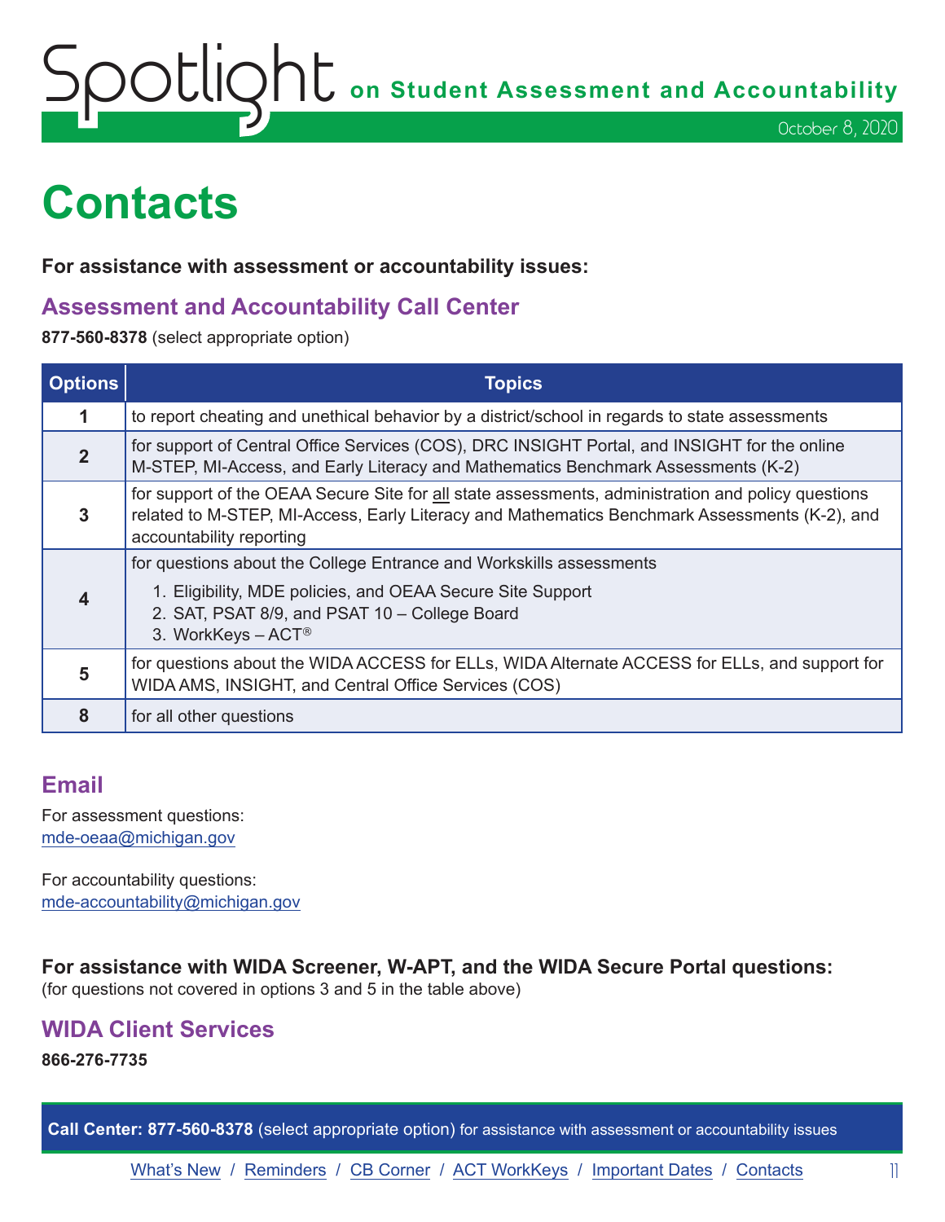# Contacts

**For assistance with assessment or accountability issues:**

## Assessment and Accountability Call Center

**877-560-8378** (select appropriate option)

| Options | Topics |
|---|---|
| **1** | to report cheating and unethical behavior by a district/school in regards to state assessments |
| **2** | for support of Central Office Services (COS), DRC INSIGHT Portal, and INSIGHT for the online M-STEP, MI-Access, and Early Literacy and Mathematics Benchmark Assessments (K-2) |
| **3** | for support of the OEAA Secure Site for all state assessments, administration and policy questions related to M-STEP, MI-Access, Early Literacy and Mathematics Benchmark Assessments (K-2), and accountability reporting |
| **4** | for questions about the College Entrance and Workskills assessments<br>1. Eligibility, MDE policies, and OEAA Secure Site Support<br>2. SAT, PSAT 8/9, and PSAT 10 – College Board<br>3. WorkKeys – ACT® |
| **5** | for questions about the WIDA ACCESS for ELLs, WIDA Alternate ACCESS for ELLs, and support for WIDA AMS, INSIGHT, and Central Office Services (COS) |
| **8** | for all other questions |

## Email

For assessment questions:
mde-oeaa@michigan.gov

For accountability questions:
mde-accountability@michigan.gov

**For assistance with WIDA Screener, W-APT, and the WIDA Secure Portal questions:**
(for questions not covered in options 3 and 5 in the table above)

## WIDA Client Services

**866-276-7735**